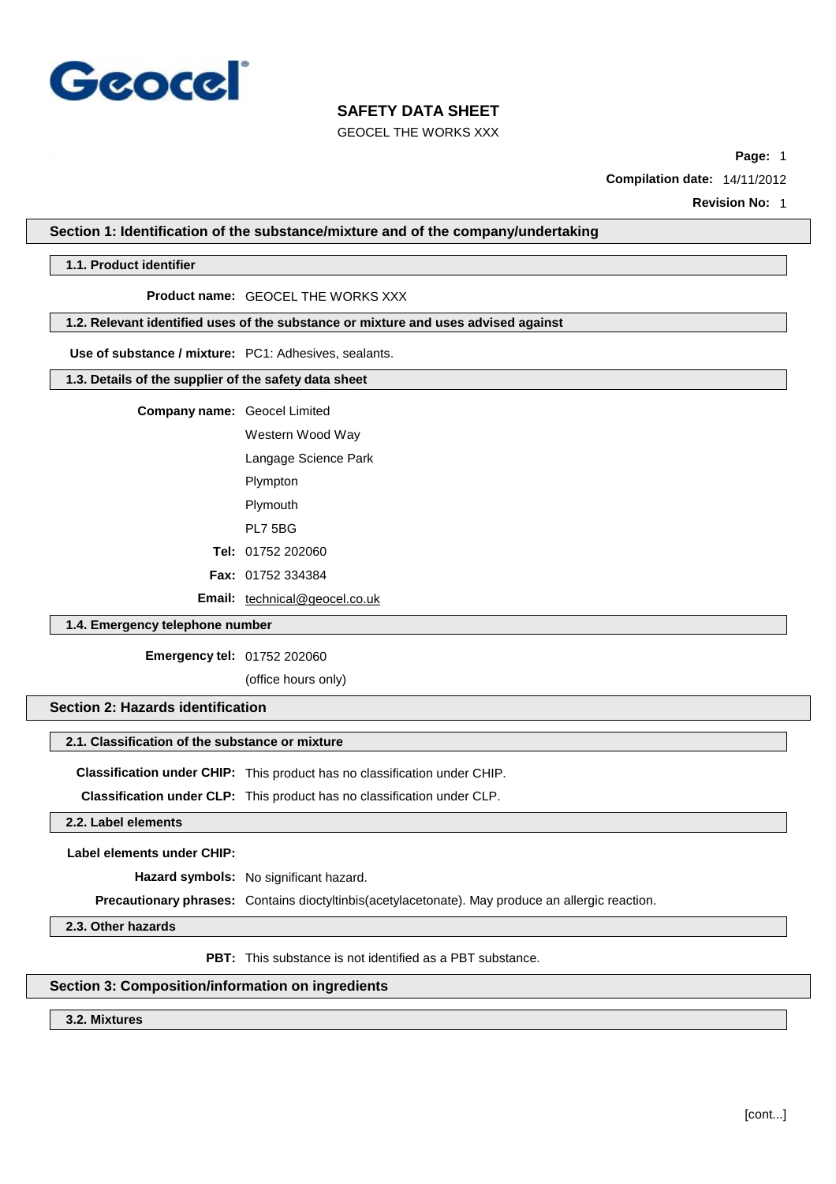Geocel

# SAFETY DATA SHEET

GEOCEL THE WORKS XXX

**Compilation date:** 14/11/2012

**Revision No:** 1

## Section 1: Identification of the substance/mixture and of the company/undertaking

### 1.1. Product identifier

**Product name:** GEOCEL THE WORKS XXX

### 1.2. Relevant identified uses of the substance or mixture and uses advised against

**Use of substance / mixture:** PC1: Adhesives, sealants.

### 1.3. Details of the supplier of the safety data sheet

**Company name:** Geocel Limited
Western Wood Way
Langage Science Park
Plympton
Plymouth
PL7 5BG

**Tel:** 01752 202060

**Fax:** 01752 334384

**Email:** technical@geocel.co.uk

### 1.4. Emergency telephone number

**Emergency tel:** 01752 202060
(office hours only)

## Section 2: Hazards identification

### 2.1. Classification of the substance or mixture

**Classification under CHIP:** This product has no classification under CHIP.

**Classification under CLP:** This product has no classification under CLP.

### 2.2. Label elements

**Label elements under CHIP:**

**Hazard symbols:** No significant hazard.

**Precautionary phrases:** Contains dioctyltinbis(acetylacetonate). May produce an allergic reaction.

### 2.3. Other hazards

**PBT:** This substance is not identified as a PBT substance.

## Section 3: Composition/information on ingredients

### 3.2. Mixtures

[cont...]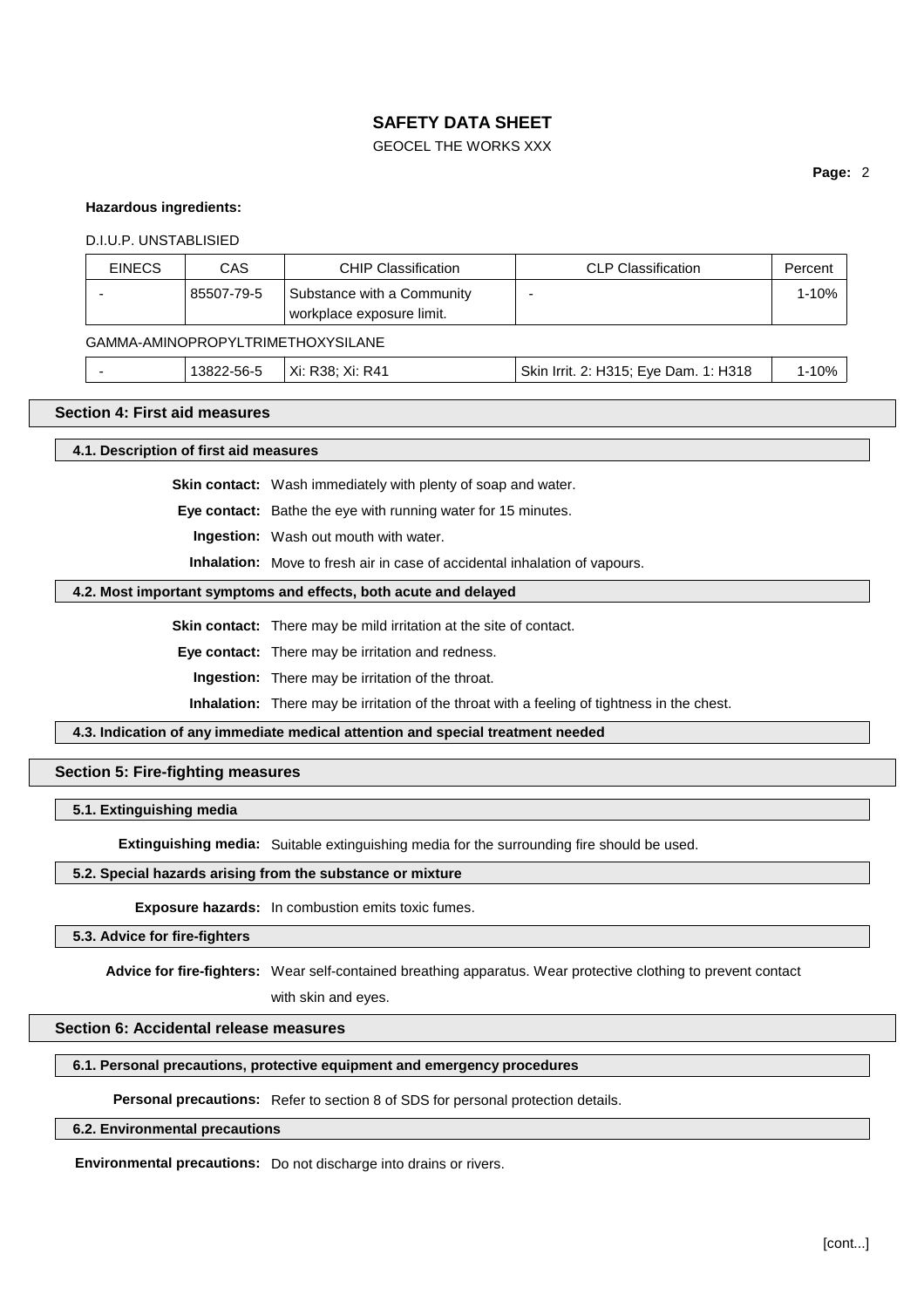**Hazardous ingredients:**

D.I.U.P. UNSTABLISIED

| EINECS | CAS | CHIP Classification | CLP Classification | Percent |
|---|---|---|---|---|
| - | 85507-79-5 | Substance with a Community workplace exposure limit. | - | 1-10% |

GAMMA-AMINOPROPYLTRIMETHOXYSILANE

| EINECS | CAS | CHIP Classification | CLP Classification | Percent |
|---|---|---|---|---|
| - | 13822-56-5 | Xi: R38; Xi: R41 | Skin Irrit. 2: H315; Eye Dam. 1: H318 | 1-10% |

## Section 4: First aid measures

### 4.1. Description of first aid measures

**Skin contact:** Wash immediately with plenty of soap and water.

**Eye contact:** Bathe the eye with running water for 15 minutes.

**Ingestion:** Wash out mouth with water.

**Inhalation:** Move to fresh air in case of accidental inhalation of vapours.

### 4.2. Most important symptoms and effects, both acute and delayed

**Skin contact:** There may be mild irritation at the site of contact.

**Eye contact:** There may be irritation and redness.

**Ingestion:** There may be irritation of the throat.

**Inhalation:** There may be irritation of the throat with a feeling of tightness in the chest.

### 4.3. Indication of any immediate medical attention and special treatment needed

## Section 5: Fire-fighting measures

### 5.1. Extinguishing media

**Extinguishing media:** Suitable extinguishing media for the surrounding fire should be used.

### 5.2. Special hazards arising from the substance or mixture

**Exposure hazards:** In combustion emits toxic fumes.

### 5.3. Advice for fire-fighters

**Advice for fire-fighters:** Wear self-contained breathing apparatus. Wear protective clothing to prevent contact with skin and eyes.

## Section 6: Accidental release measures

### 6.1. Personal precautions, protective equipment and emergency procedures

**Personal precautions:** Refer to section 8 of SDS for personal protection details.

### 6.2. Environmental precautions

**Environmental precautions:** Do not discharge into drains or rivers.

[cont...]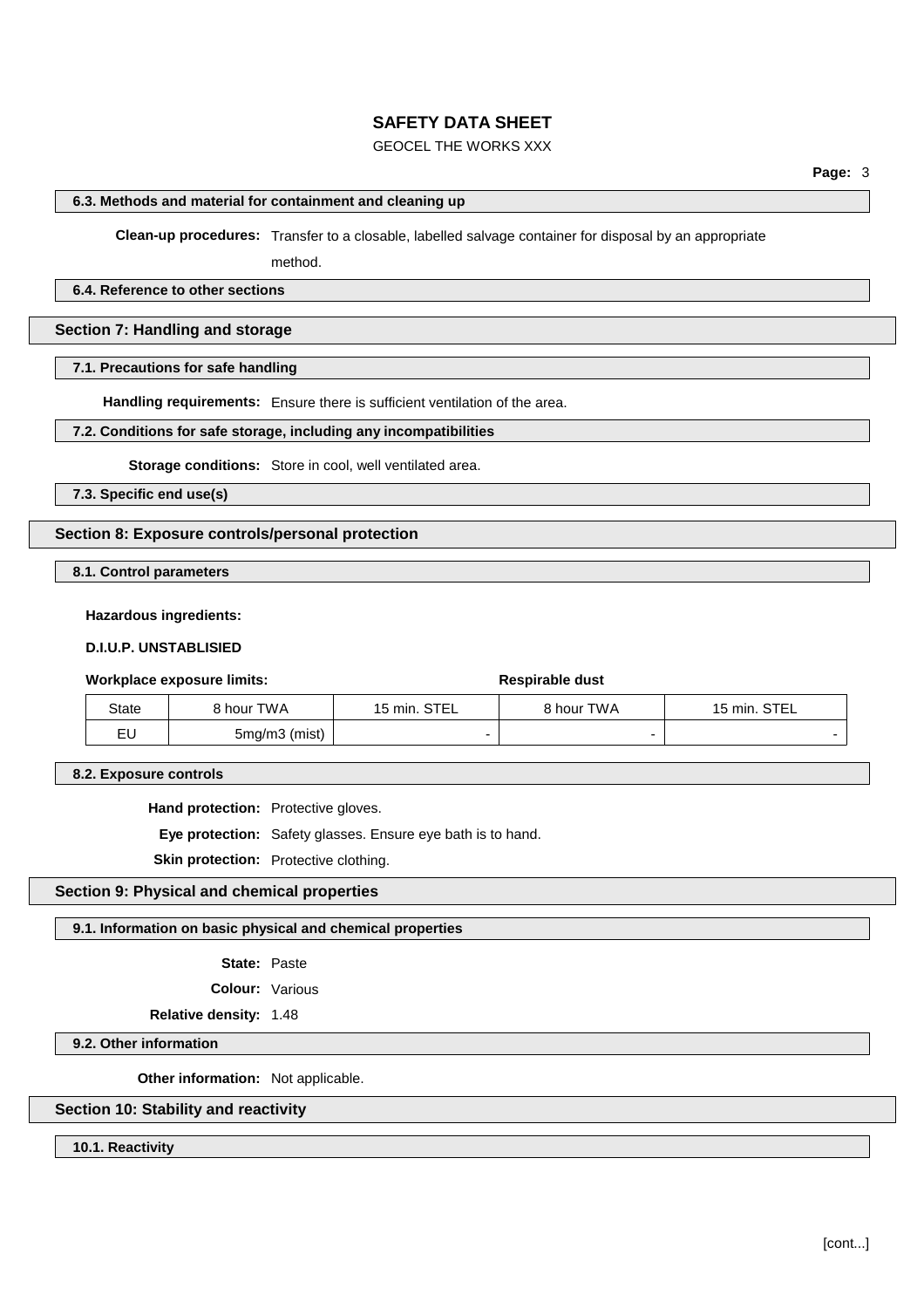#### 6.3. Methods and material for containment and cleaning up

**Clean-up procedures:** Transfer to a closable, labelled salvage container for disposal by an appropriate method.

#### 6.4. Reference to other sections

## Section 7: Handling and storage

#### 7.1. Precautions for safe handling

**Handling requirements:** Ensure there is sufficient ventilation of the area.

#### 7.2. Conditions for safe storage, including any incompatibilities

**Storage conditions:** Store in cool, well ventilated area.

#### 7.3. Specific end use(s)

## Section 8: Exposure controls/personal protection

#### 8.1. Control parameters

**Hazardous ingredients:**

**D.I.U.P. UNSTABLISIED**

| **Workplace exposure limits:** | | | **Respirable dust** | |
|---|---|---|---|---|
| State | 8 hour TWA | 15 min. STEL | 8 hour TWA | 15 min. STEL |
| EU | 5mg/m3 (mist) | - | - | - |

#### 8.2. Exposure controls

**Hand protection:** Protective gloves.

**Eye protection:** Safety glasses. Ensure eye bath is to hand.

**Skin protection:** Protective clothing.

## Section 9: Physical and chemical properties

#### 9.1. Information on basic physical and chemical properties

**State:** Paste

**Colour:** Various

**Relative density:** 1.48

#### 9.2. Other information

**Other information:** Not applicable.

## Section 10: Stability and reactivity

#### 10.1. Reactivity

[cont...]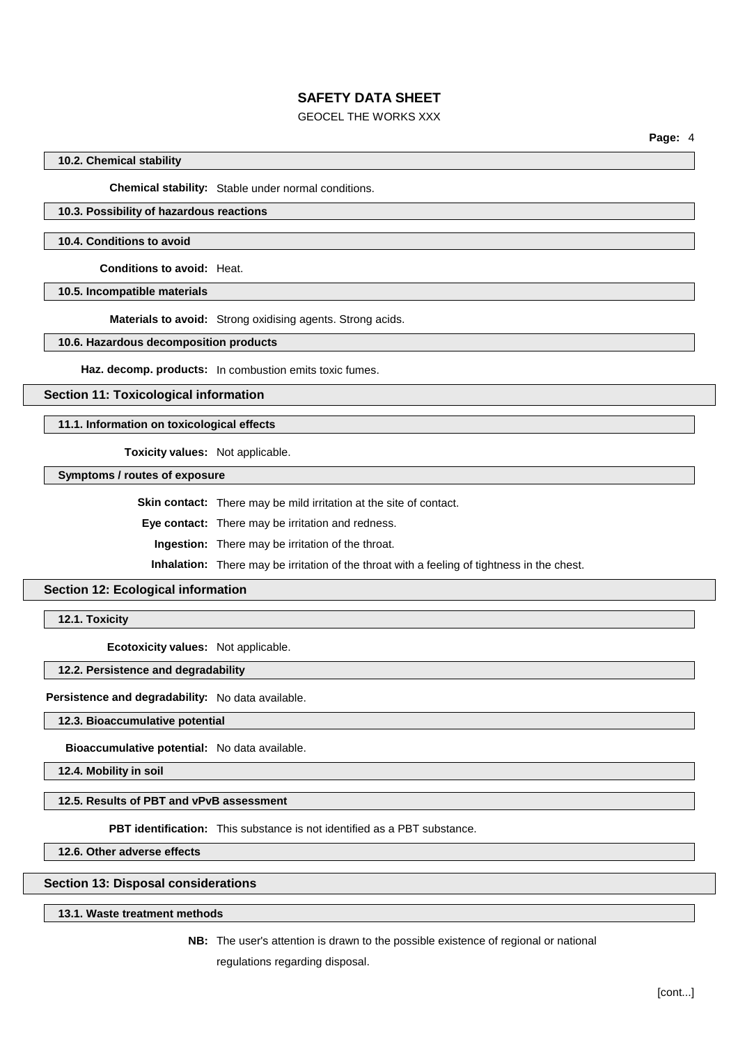#### 10.2. Chemical stability

**Chemical stability:** Stable under normal conditions.

#### 10.3. Possibility of hazardous reactions

#### 10.4. Conditions to avoid

**Conditions to avoid:** Heat.

#### 10.5. Incompatible materials

**Materials to avoid:** Strong oxidising agents. Strong acids.

#### 10.6. Hazardous decomposition products

**Haz. decomp. products:** In combustion emits toxic fumes.

## Section 11: Toxicological information

#### 11.1. Information on toxicological effects

**Toxicity values:** Not applicable.

#### Symptoms / routes of exposure

**Skin contact:** There may be mild irritation at the site of contact.

**Eye contact:** There may be irritation and redness.

**Ingestion:** There may be irritation of the throat.

**Inhalation:** There may be irritation of the throat with a feeling of tightness in the chest.

## Section 12: Ecological information

#### 12.1. Toxicity

**Ecotoxicity values:** Not applicable.

#### 12.2. Persistence and degradability

**Persistence and degradability:** No data available.

#### 12.3. Bioaccumulative potential

**Bioaccumulative potential:** No data available.

#### 12.4. Mobility in soil

#### 12.5. Results of PBT and vPvB assessment

**PBT identification:** This substance is not identified as a PBT substance.

#### 12.6. Other adverse effects

## Section 13: Disposal considerations

#### 13.1. Waste treatment methods

**NB:** The user's attention is drawn to the possible existence of regional or national regulations regarding disposal.

[cont...]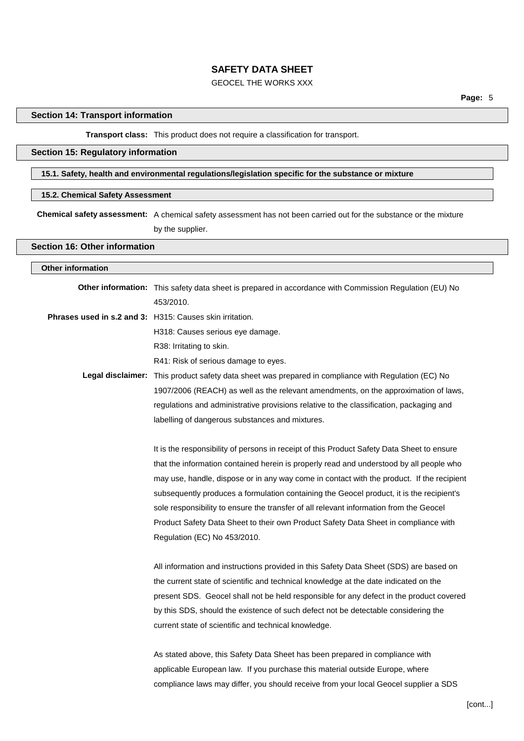## Section 14: Transport information

**Transport class:** This product does not require a classification for transport.

## Section 15: Regulatory information

### 15.1. Safety, health and environmental regulations/legislation specific for the substance or mixture

### 15.2. Chemical Safety Assessment

**Chemical safety assessment:** A chemical safety assessment has not been carried out for the substance or the mixture by the supplier.

## Section 16: Other information

### Other information

**Other information:** This safety data sheet is prepared in accordance with Commission Regulation (EU) No 453/2010.

**Phrases used in s.2 and 3:** H315: Causes skin irritation.

H318: Causes serious eye damage.

R38: Irritating to skin.

R41: Risk of serious damage to eyes.

**Legal disclaimer:** This product safety data sheet was prepared in compliance with Regulation (EC) No 1907/2006 (REACH) as well as the relevant amendments, on the approximation of laws, regulations and administrative provisions relative to the classification, packaging and labelling of dangerous substances and mixtures.

It is the responsibility of persons in receipt of this Product Safety Data Sheet to ensure that the information contained herein is properly read and understood by all people who may use, handle, dispose or in any way come in contact with the product. If the recipient subsequently produces a formulation containing the Geocel product, it is the recipient's sole responsibility to ensure the transfer of all relevant information from the Geocel Product Safety Data Sheet to their own Product Safety Data Sheet in compliance with Regulation (EC) No 453/2010.

All information and instructions provided in this Safety Data Sheet (SDS) are based on the current state of scientific and technical knowledge at the date indicated on the present SDS. Geocel shall not be held responsible for any defect in the product covered by this SDS, should the existence of such defect not be detectable considering the current state of scientific and technical knowledge.

As stated above, this Safety Data Sheet has been prepared in compliance with applicable European law. If you purchase this material outside Europe, where compliance laws may differ, you should receive from your local Geocel supplier a SDS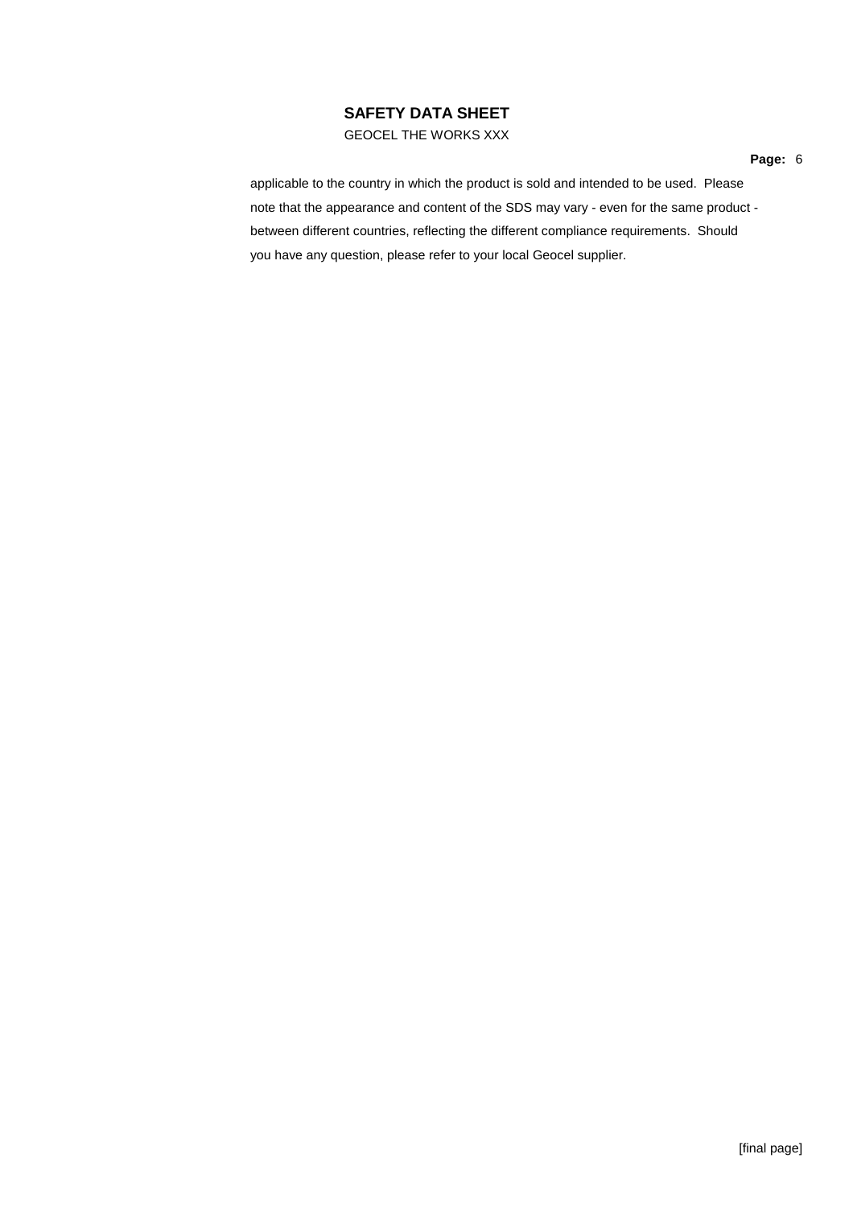applicable to the country in which the product is sold and intended to be used. Please note that the appearance and content of the SDS may vary - even for the same product - between different countries, reflecting the different compliance requirements. Should you have any question, please refer to your local Geocel supplier.

[final page]